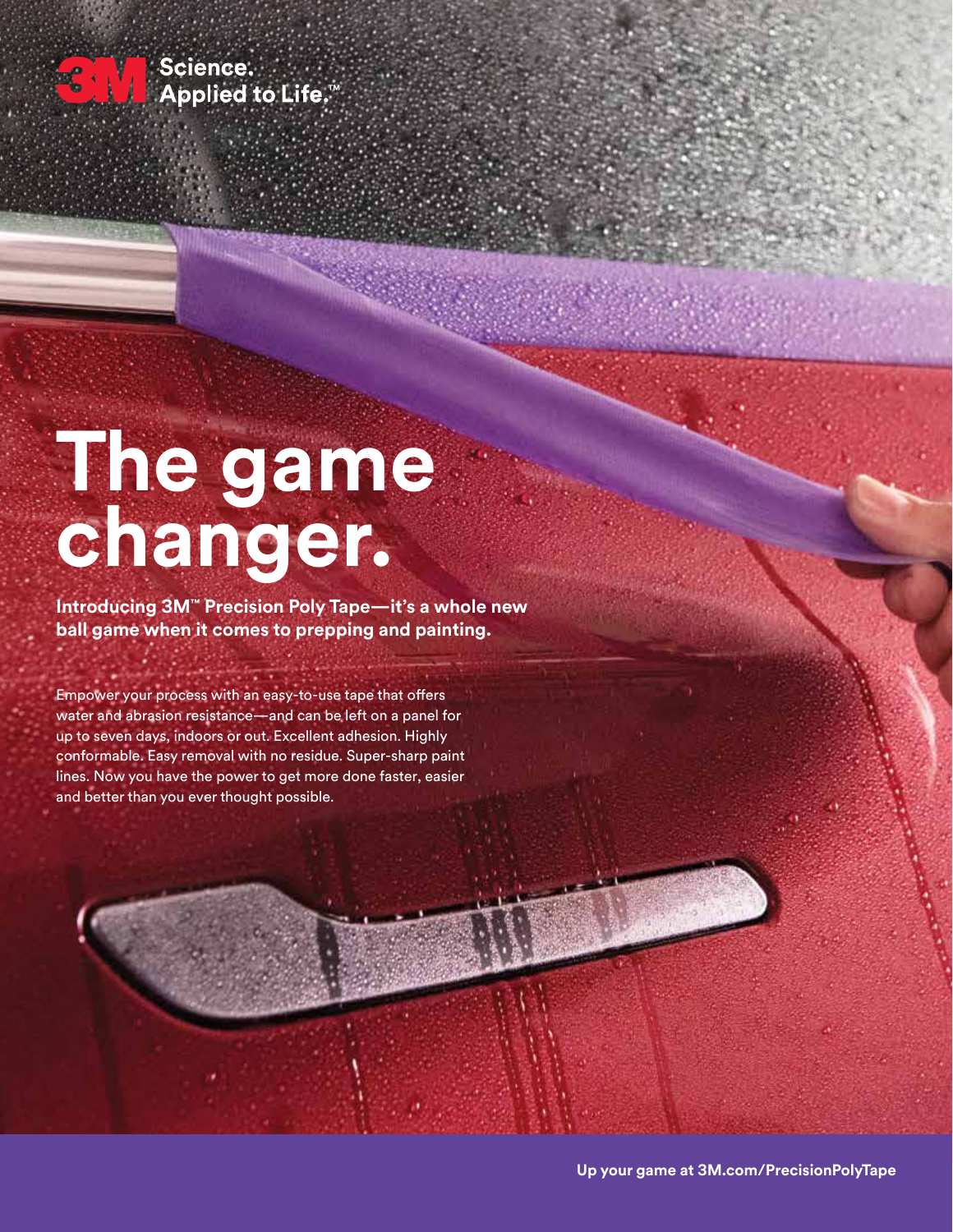3M Science. Applied to Life.™

# The game changer.

**Introducing 3M™ Precision Poly Tape—it's a whole new ball game when it comes to prepping and painting.**

Empower your process with an easy-to-use tape that offers water and abrasion resistance—and can be left on a panel for up to seven days, indoors or out. Excellent adhesion. Highly conformable. Easy removal with no residue. Super-sharp paint lines. Now you have the power to get more done faster, easier and better than you ever thought possible.

**Up your game at 3M.com/PrecisionPolyTape**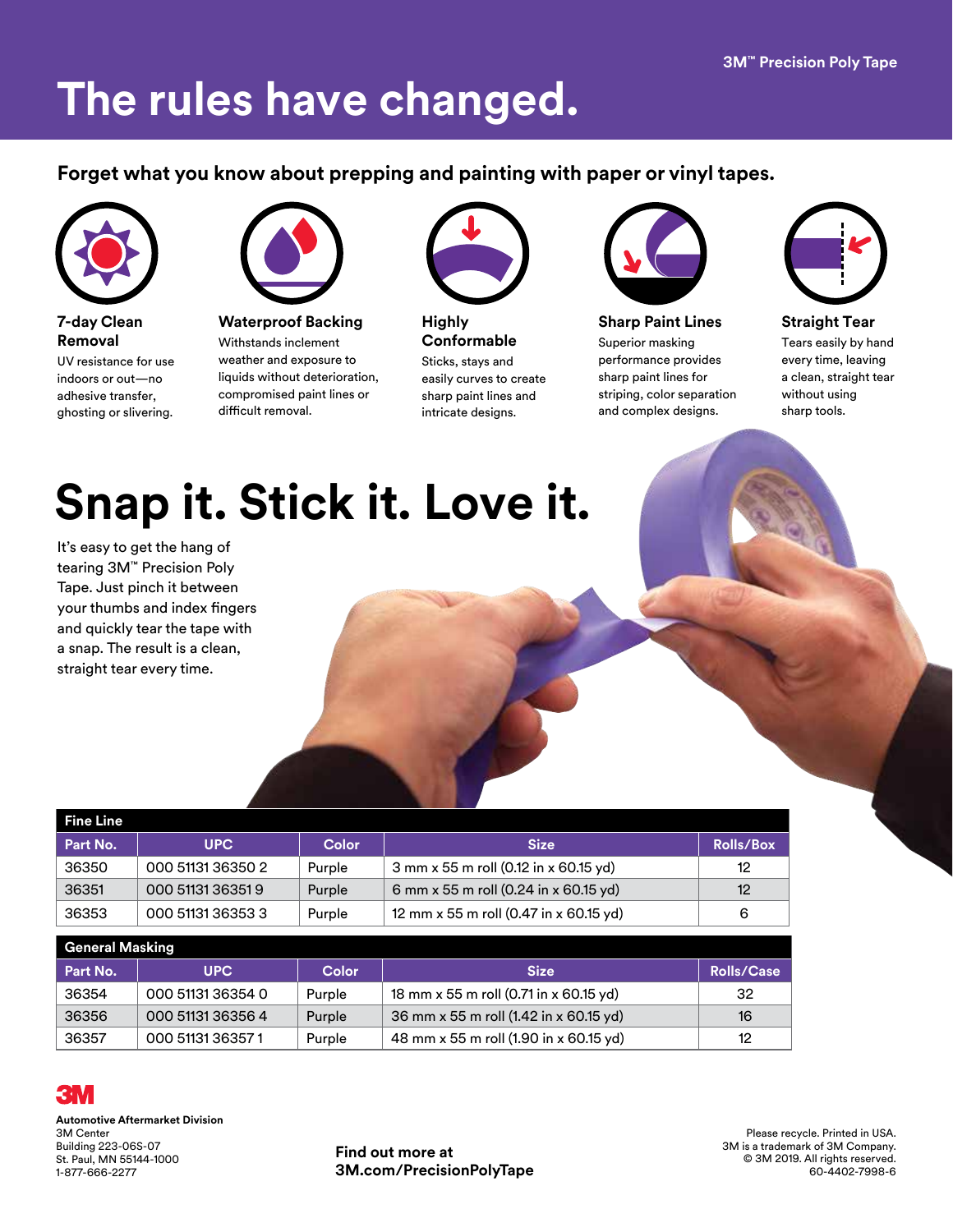3M™ Precision Poly Tape

# The rules have changed.

**Forget what you know about prepping and painting with paper or vinyl tapes.**

### 7-day Clean Removal

UV resistance for use indoors or out—no adhesive transfer, ghosting or slivering.

### Waterproof Backing

Withstands inclement weather and exposure to liquids without deterioration, compromised paint lines or difficult removal.

### Highly Conformable

Sticks, stays and easily curves to create sharp paint lines and intricate designs.

### Sharp Paint Lines

Superior masking performance provides sharp paint lines for striping, color separation and complex designs.

### Straight Tear

Tears easily by hand every time, leaving a clean, straight tear without using sharp tools.

# Snap it. Stick it. Love it.

It's easy to get the hang of tearing 3M™ Precision Poly Tape. Just pinch it between your thumbs and index fingers and quickly tear the tape with a snap. The result is a clean, straight tear every time.

**Fine Line**

| Part No. | UPC | Color | Size | Rolls/Box |
|---|---|---|---|---|
| 36350 | 000 51131 36350 2 | Purple | 3 mm x 55 m roll (0.12 in x 60.15 yd) | 12 |
| 36351 | 000 51131 36351 9 | Purple | 6 mm x 55 m roll (0.24 in x 60.15 yd) | 12 |
| 36353 | 000 51131 36353 3 | Purple | 12 mm x 55 m roll (0.47 in x 60.15 yd) | 6 |

**General Masking**

| Part No. | UPC | Color | Size | Rolls/Case |
|---|---|---|---|---|
| 36354 | 000 51131 36354 0 | Purple | 18 mm x 55 m roll (0.71 in x 60.15 yd) | 32 |
| 36356 | 000 51131 36356 4 | Purple | 36 mm x 55 m roll (1.42 in x 60.15 yd) | 16 |
| 36357 | 000 51131 36357 1 | Purple | 48 mm x 55 m roll (1.90 in x 60.15 yd) | 12 |

3M

**Automotive Aftermarket Division**
3M Center
Building 223-06S-07
St. Paul, MN 55144-1000
1-877-666-2277

**Find out more at**
**3M.com/PrecisionPolyTape**

Please recycle. Printed in USA.
3M is a trademark of 3M Company.
© 3M 2019. All rights reserved.
60-4402-7998-6